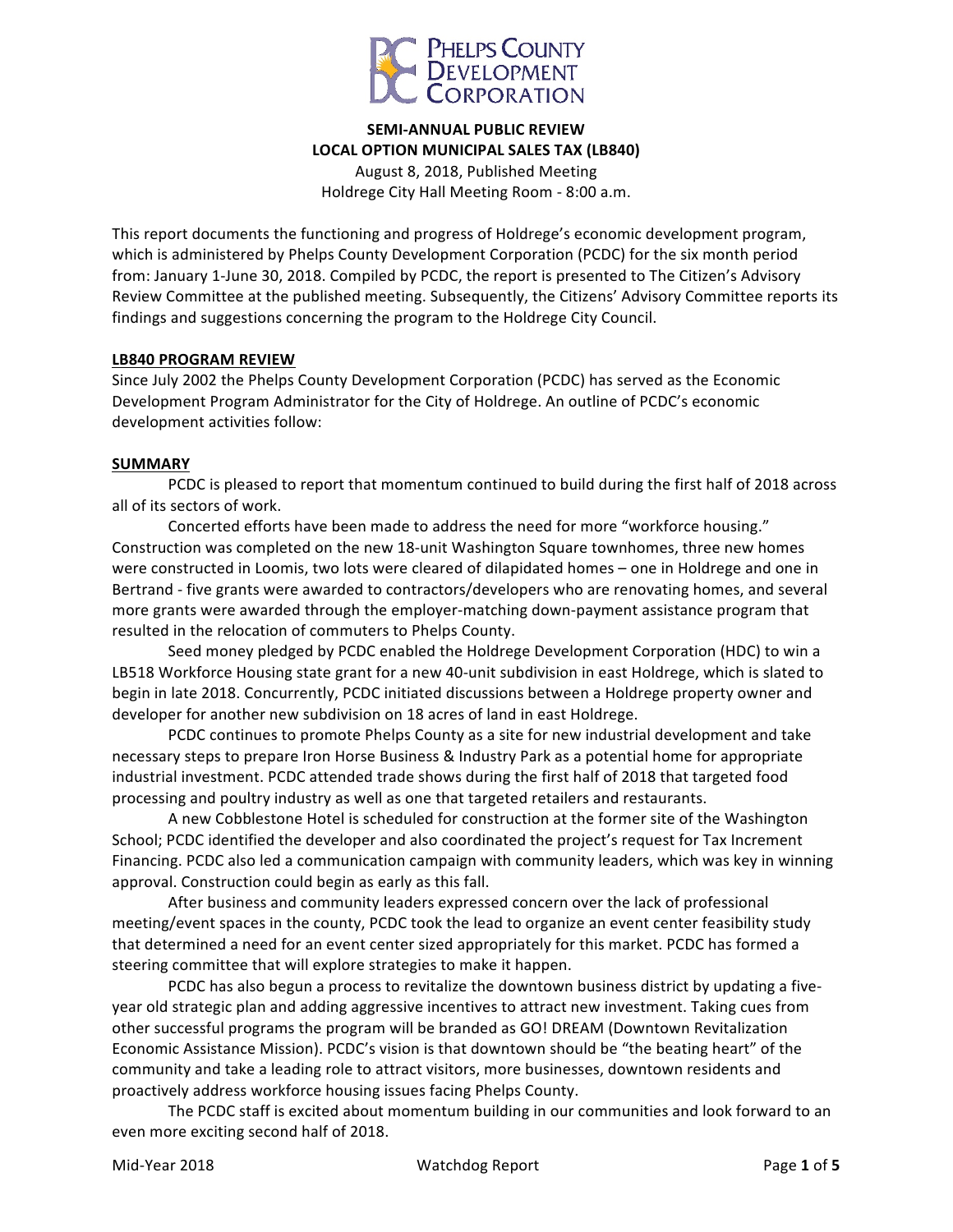Phelps County Development Corporation

**SEMI-ANNUAL PUBLIC REVIEW**
**LOCAL OPTION MUNICIPAL SALES TAX (LB840)**
August 8, 2018, Published Meeting
Holdrege City Hall Meeting Room - 8:00 a.m.

This report documents the functioning and progress of Holdrege's economic development program, which is administered by Phelps County Development Corporation (PCDC) for the six month period from: January 1-June 30, 2018. Compiled by PCDC, the report is presented to The Citizen's Advisory Review Committee at the published meeting. Subsequently, the Citizens' Advisory Committee reports its findings and suggestions concerning the program to the Holdrege City Council.

## LB840 PROGRAM REVIEW

Since July 2002 the Phelps County Development Corporation (PCDC) has served as the Economic Development Program Administrator for the City of Holdrege. An outline of PCDC's economic development activities follow:

## SUMMARY

PCDC is pleased to report that momentum continued to build during the first half of 2018 across all of its sectors of work.

Concerted efforts have been made to address the need for more "workforce housing." Construction was completed on the new 18-unit Washington Square townhomes, three new homes were constructed in Loomis, two lots were cleared of dilapidated homes – one in Holdrege and one in Bertrand - five grants were awarded to contractors/developers who are renovating homes, and several more grants were awarded through the employer-matching down-payment assistance program that resulted in the relocation of commuters to Phelps County.

Seed money pledged by PCDC enabled the Holdrege Development Corporation (HDC) to win a LB518 Workforce Housing state grant for a new 40-unit subdivision in east Holdrege, which is slated to begin in late 2018. Concurrently, PCDC initiated discussions between a Holdrege property owner and developer for another new subdivision on 18 acres of land in east Holdrege.

PCDC continues to promote Phelps County as a site for new industrial development and take necessary steps to prepare Iron Horse Business & Industry Park as a potential home for appropriate industrial investment. PCDC attended trade shows during the first half of 2018 that targeted food processing and poultry industry as well as one that targeted retailers and restaurants.

A new Cobblestone Hotel is scheduled for construction at the former site of the Washington School; PCDC identified the developer and also coordinated the project's request for Tax Increment Financing. PCDC also led a communication campaign with community leaders, which was key in winning approval. Construction could begin as early as this fall.

After business and community leaders expressed concern over the lack of professional meeting/event spaces in the county, PCDC took the lead to organize an event center feasibility study that determined a need for an event center sized appropriately for this market. PCDC has formed a steering committee that will explore strategies to make it happen.

PCDC has also begun a process to revitalize the downtown business district by updating a five-year old strategic plan and adding aggressive incentives to attract new investment. Taking cues from other successful programs the program will be branded as GO! DREAM (Downtown Revitalization Economic Assistance Mission). PCDC's vision is that downtown should be "the beating heart" of the community and take a leading role to attract visitors, more businesses, downtown residents and proactively address workforce housing issues facing Phelps County.

The PCDC staff is excited about momentum building in our communities and look forward to an even more exciting second half of 2018.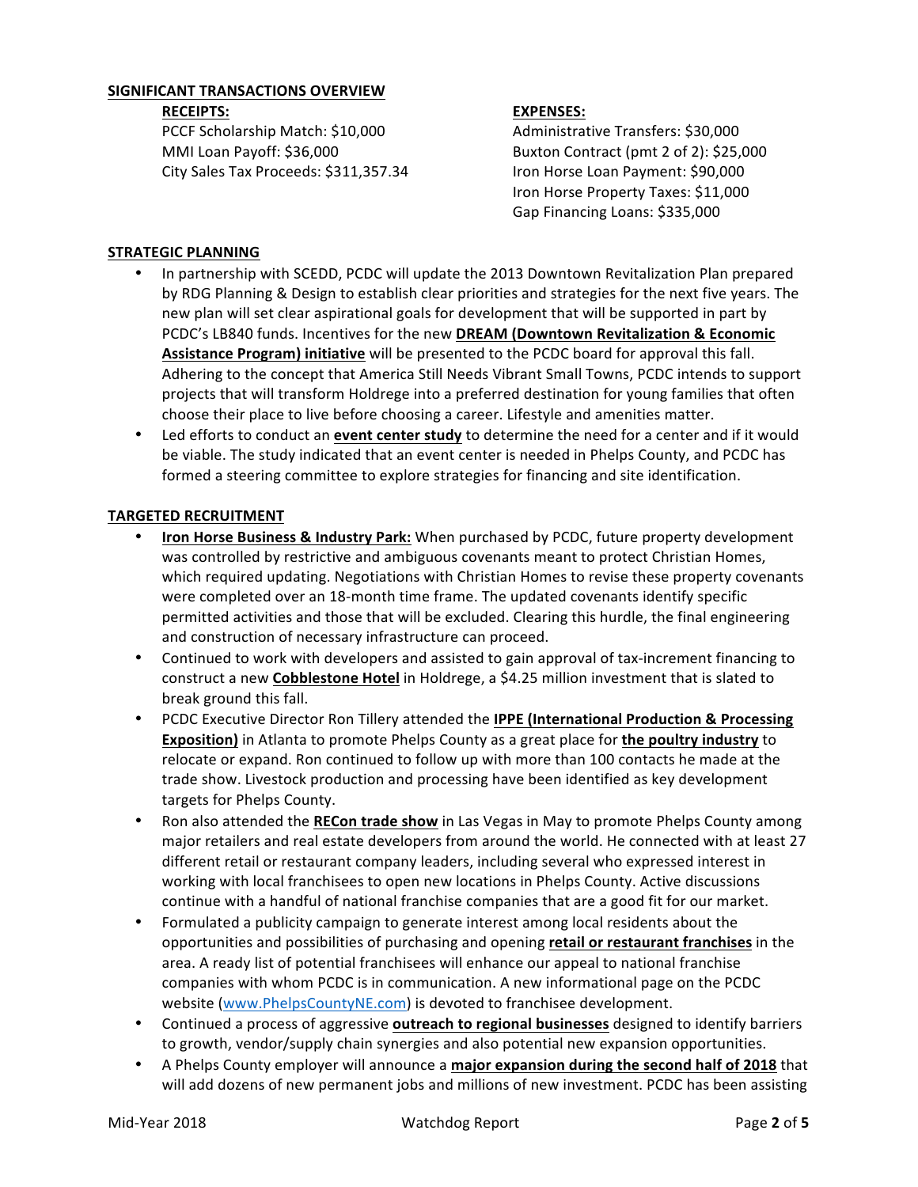## SIGNIFICANT TRANSACTIONS OVERVIEW

**RECEIPTS:**

PCCF Scholarship Match: $10,000
MMI Loan Payoff: $36,000
City Sales Tax Proceeds: $311,357.34

**EXPENSES:**

Administrative Transfers: $30,000
Buxton Contract (pmt 2 of 2): $25,000
Iron Horse Loan Payment: $90,000
Iron Horse Property Taxes: $11,000
Gap Financing Loans: $335,000

## STRATEGIC PLANNING

- In partnership with SCEDD, PCDC will update the 2013 Downtown Revitalization Plan prepared by RDG Planning & Design to establish clear priorities and strategies for the next five years. The new plan will set clear aspirational goals for development that will be supported in part by PCDC's LB840 funds. Incentives for the new **DREAM (Downtown Revitalization & Economic Assistance Program) initiative** will be presented to the PCDC board for approval this fall. Adhering to the concept that America Still Needs Vibrant Small Towns, PCDC intends to support projects that will transform Holdrege into a preferred destination for young families that often choose their place to live before choosing a career. Lifestyle and amenities matter.
- Led efforts to conduct an **event center study** to determine the need for a center and if it would be viable. The study indicated that an event center is needed in Phelps County, and PCDC has formed a steering committee to explore strategies for financing and site identification.

## TARGETED RECRUITMENT

- **Iron Horse Business & Industry Park:** When purchased by PCDC, future property development was controlled by restrictive and ambiguous covenants meant to protect Christian Homes, which required updating. Negotiations with Christian Homes to revise these property covenants were completed over an 18-month time frame. The updated covenants identify specific permitted activities and those that will be excluded. Clearing this hurdle, the final engineering and construction of necessary infrastructure can proceed.
- Continued to work with developers and assisted to gain approval of tax-increment financing to construct a new **Cobblestone Hotel** in Holdrege, a $4.25 million investment that is slated to break ground this fall.
- PCDC Executive Director Ron Tillery attended the **IPPE (International Production & Processing Exposition)** in Atlanta to promote Phelps County as a great place for **the poultry industry** to relocate or expand. Ron continued to follow up with more than 100 contacts he made at the trade show. Livestock production and processing have been identified as key development targets for Phelps County.
- Ron also attended the **RECon trade show** in Las Vegas in May to promote Phelps County among major retailers and real estate developers from around the world. He connected with at least 27 different retail or restaurant company leaders, including several who expressed interest in working with local franchisees to open new locations in Phelps County. Active discussions continue with a handful of national franchise companies that are a good fit for our market.
- Formulated a publicity campaign to generate interest among local residents about the opportunities and possibilities of purchasing and opening **retail or restaurant franchises** in the area. A ready list of potential franchisees will enhance our appeal to national franchise companies with whom PCDC is in communication. A new informational page on the PCDC website (www.PhelpsCountyNE.com) is devoted to franchisee development.
- Continued a process of aggressive **outreach to regional businesses** designed to identify barriers to growth, vendor/supply chain synergies and also potential new expansion opportunities.
- A Phelps County employer will announce a **major expansion during the second half of 2018** that will add dozens of new permanent jobs and millions of new investment. PCDC has been assisting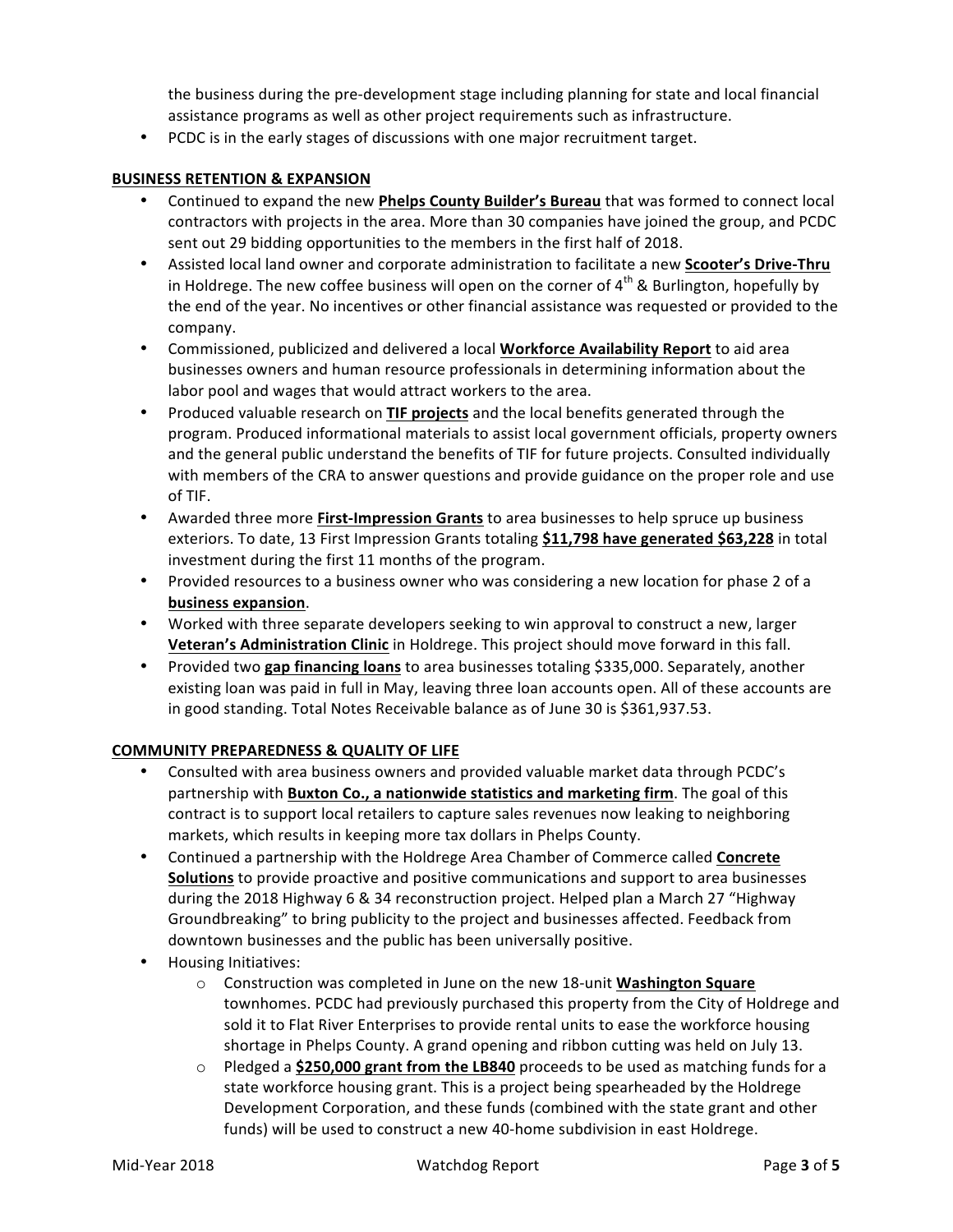the business during the pre-development stage including planning for state and local financial assistance programs as well as other project requirements such as infrastructure.

- PCDC is in the early stages of discussions with one major recruitment target.

**BUSINESS RETENTION & EXPANSION**

- Continued to expand the new **Phelps County Builder's Bureau** that was formed to connect local contractors with projects in the area. More than 30 companies have joined the group, and PCDC sent out 29 bidding opportunities to the members in the first half of 2018.
- Assisted local land owner and corporate administration to facilitate a new **Scooter's Drive-Thru** in Holdrege. The new coffee business will open on the corner of 4th & Burlington, hopefully by the end of the year. No incentives or other financial assistance was requested or provided to the company.
- Commissioned, publicized and delivered a local **Workforce Availability Report** to aid area businesses owners and human resource professionals in determining information about the labor pool and wages that would attract workers to the area.
- Produced valuable research on **TIF projects** and the local benefits generated through the program. Produced informational materials to assist local government officials, property owners and the general public understand the benefits of TIF for future projects. Consulted individually with members of the CRA to answer questions and provide guidance on the proper role and use of TIF.
- Awarded three more **First-Impression Grants** to area businesses to help spruce up business exteriors. To date, 13 First Impression Grants totaling **$11,798 have generated $63,228** in total investment during the first 11 months of the program.
- Provided resources to a business owner who was considering a new location for phase 2 of a **business expansion**.
- Worked with three separate developers seeking to win approval to construct a new, larger **Veteran's Administration Clinic** in Holdrege. This project should move forward in this fall.
- Provided two **gap financing loans** to area businesses totaling $335,000. Separately, another existing loan was paid in full in May, leaving three loan accounts open. All of these accounts are in good standing. Total Notes Receivable balance as of June 30 is $361,937.53.

**COMMUNITY PREPAREDNESS & QUALITY OF LIFE**

- Consulted with area business owners and provided valuable market data through PCDC's partnership with **Buxton Co., a nationwide statistics and marketing firm**. The goal of this contract is to support local retailers to capture sales revenues now leaking to neighboring markets, which results in keeping more tax dollars in Phelps County.
- Continued a partnership with the Holdrege Area Chamber of Commerce called **Concrete Solutions** to provide proactive and positive communications and support to area businesses during the 2018 Highway 6 & 34 reconstruction project. Helped plan a March 27 "Highway Groundbreaking" to bring publicity to the project and businesses affected. Feedback from downtown businesses and the public has been universally positive.
- Housing Initiatives:
  - Construction was completed in June on the new 18-unit **Washington Square** townhomes. PCDC had previously purchased this property from the City of Holdrege and sold it to Flat River Enterprises to provide rental units to ease the workforce housing shortage in Phelps County. A grand opening and ribbon cutting was held on July 13.
  - Pledged a **$250,000 grant from the LB840** proceeds to be used as matching funds for a state workforce housing grant. This is a project being spearheaded by the Holdrege Development Corporation, and these funds (combined with the state grant and other funds) will be used to construct a new 40-home subdivision in east Holdrege.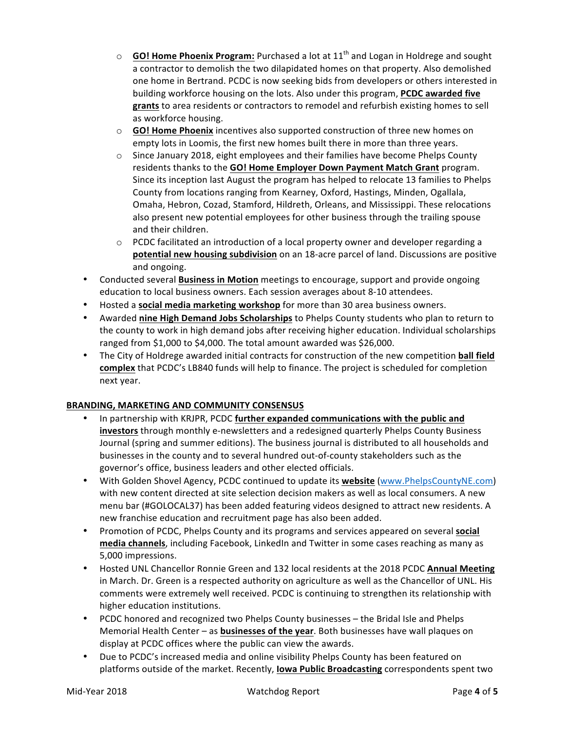- **GO! Home Phoenix Program:** Purchased a lot at 11th and Logan in Holdrege and sought a contractor to demolish the two dilapidated homes on that property. Also demolished one home in Bertrand. PCDC is now seeking bids from developers or others interested in building workforce housing on the lots. Also under this program, **PCDC awarded five grants** to area residents or contractors to remodel and refurbish existing homes to sell as workforce housing.
  - **GO! Home Phoenix** incentives also supported construction of three new homes on empty lots in Loomis, the first new homes built there in more than three years.
  - Since January 2018, eight employees and their families have become Phelps County residents thanks to the **GO! Home Employer Down Payment Match Grant** program. Since its inception last August the program has helped to relocate 13 families to Phelps County from locations ranging from Kearney, Oxford, Hastings, Minden, Ogallala, Omaha, Hebron, Cozad, Stamford, Hildreth, Orleans, and Mississippi. These relocations also present new potential employees for other business through the trailing spouse and their children.
  - PCDC facilitated an introduction of a local property owner and developer regarding a **potential new housing subdivision** on an 18-acre parcel of land. Discussions are positive and ongoing.
- Conducted several **Business in Motion** meetings to encourage, support and provide ongoing education to local business owners. Each session averages about 8-10 attendees.
- Hosted a **social media marketing workshop** for more than 30 area business owners.
- Awarded **nine High Demand Jobs Scholarships** to Phelps County students who plan to return to the county to work in high demand jobs after receiving higher education. Individual scholarships ranged from $1,000 to $4,000. The total amount awarded was $26,000.
- The City of Holdrege awarded initial contracts for construction of the new competition **ball field complex** that PCDC's LB840 funds will help to finance. The project is scheduled for completion next year.

**BRANDING, MARKETING AND COMMUNITY CONSENSUS**

- In partnership with KRJPR, PCDC **further expanded communications with the public and investors** through monthly e-newsletters and a redesigned quarterly Phelps County Business Journal (spring and summer editions). The business journal is distributed to all households and businesses in the county and to several hundred out-of-county stakeholders such as the governor's office, business leaders and other elected officials.
- With Golden Shovel Agency, PCDC continued to update its **website** (www.PhelpsCountyNE.com) with new content directed at site selection decision makers as well as local consumers. A new menu bar (#GOLOCAL37) has been added featuring videos designed to attract new residents. A new franchise education and recruitment page has also been added.
- Promotion of PCDC, Phelps County and its programs and services appeared on several **social media channels**, including Facebook, LinkedIn and Twitter in some cases reaching as many as 5,000 impressions.
- Hosted UNL Chancellor Ronnie Green and 132 local residents at the 2018 PCDC **Annual Meeting** in March. Dr. Green is a respected authority on agriculture as well as the Chancellor of UNL. His comments were extremely well received. PCDC is continuing to strengthen its relationship with higher education institutions.
- PCDC honored and recognized two Phelps County businesses – the Bridal Isle and Phelps Memorial Health Center – as **businesses of the year**. Both businesses have wall plaques on display at PCDC offices where the public can view the awards.
- Due to PCDC's increased media and online visibility Phelps County has been featured on platforms outside of the market. Recently, **Iowa Public Broadcasting** correspondents spent two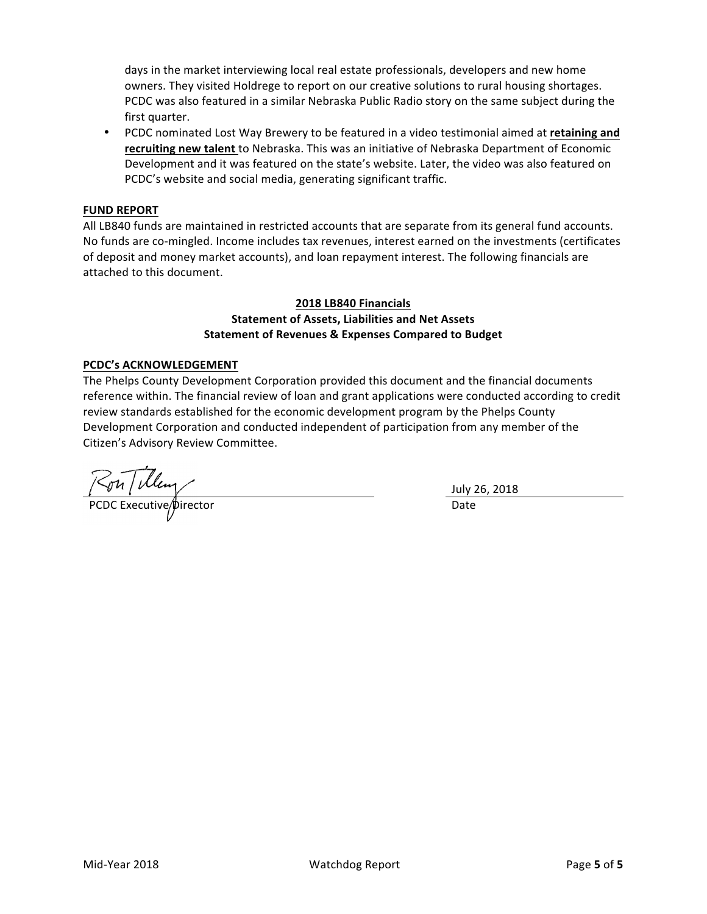days in the market interviewing local real estate professionals, developers and new home owners. They visited Holdrege to report on our creative solutions to rural housing shortages. PCDC was also featured in a similar Nebraska Public Radio story on the same subject during the first quarter.

- PCDC nominated Lost Way Brewery to be featured in a video testimonial aimed at **retaining and recruiting new talent** to Nebraska. This was an initiative of Nebraska Department of Economic Development and it was featured on the state's website. Later, the video was also featured on PCDC's website and social media, generating significant traffic.

**FUND REPORT**

All LB840 funds are maintained in restricted accounts that are separate from its general fund accounts. No funds are co-mingled. Income includes tax revenues, interest earned on the investments (certificates of deposit and money market accounts), and loan repayment interest. The following financials are attached to this document.

**2018 LB840 Financials**
**Statement of Assets, Liabilities and Net Assets**
**Statement of Revenues & Expenses Compared to Budget**

**PCDC's ACKNOWLEDGEMENT**

The Phelps County Development Corporation provided this document and the financial documents reference within. The financial review of loan and grant applications were conducted according to credit review standards established for the economic development program by the Phelps County Development Corporation and conducted independent of participation from any member of the Citizen's Advisory Review Committee.

Ron Tilley

PCDC Executive Director

July 26, 2018

Date